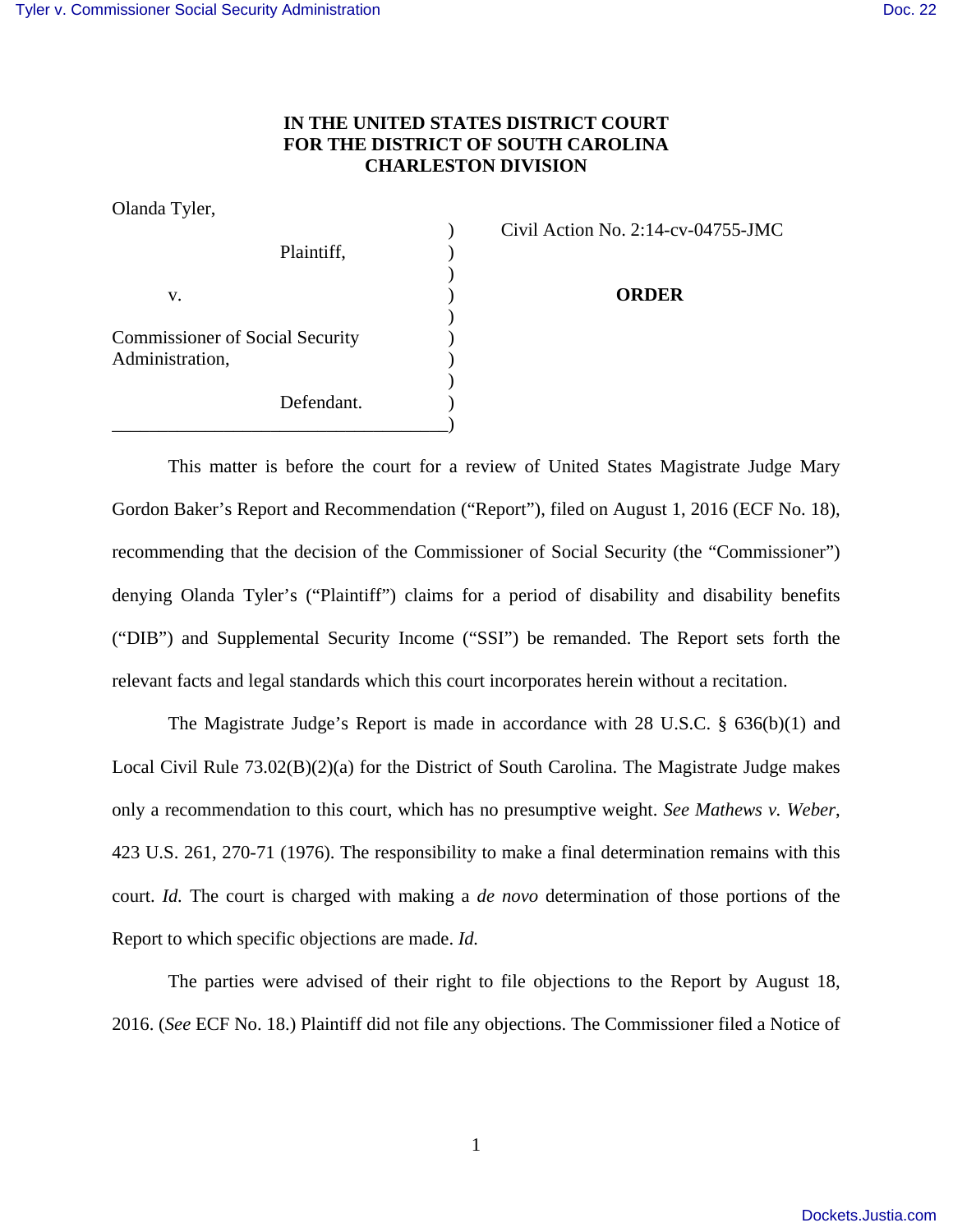**IN THE UNITED STATES DISTRICT COURT**
**FOR THE DISTRICT OF SOUTH CAROLINA**
**CHARLESTON DIVISION**

Olanda Tyler,

Plaintiff,

v.

Commissioner of Social Security Administration,

Defendant.

Civil Action No. 2:14-cv-04755-JMC

**ORDER**

This matter is before the court for a review of United States Magistrate Judge Mary Gordon Baker's Report and Recommendation ("Report"), filed on August 1, 2016 (ECF No. 18), recommending that the decision of the Commissioner of Social Security (the "Commissioner") denying Olanda Tyler's ("Plaintiff") claims for a period of disability and disability benefits ("DIB") and Supplemental Security Income ("SSI") be remanded. The Report sets forth the relevant facts and legal standards which this court incorporates herein without a recitation.

The Magistrate Judge's Report is made in accordance with 28 U.S.C. § 636(b)(1) and Local Civil Rule 73.02(B)(2)(a) for the District of South Carolina. The Magistrate Judge makes only a recommendation to this court, which has no presumptive weight. *See Mathews v. Weber*, 423 U.S. 261, 270-71 (1976). The responsibility to make a final determination remains with this court. *Id.* The court is charged with making a *de novo* determination of those portions of the Report to which specific objections are made. *Id.*

The parties were advised of their right to file objections to the Report by August 18, 2016. (*See* ECF No. 18.) Plaintiff did not file any objections. The Commissioner filed a Notice of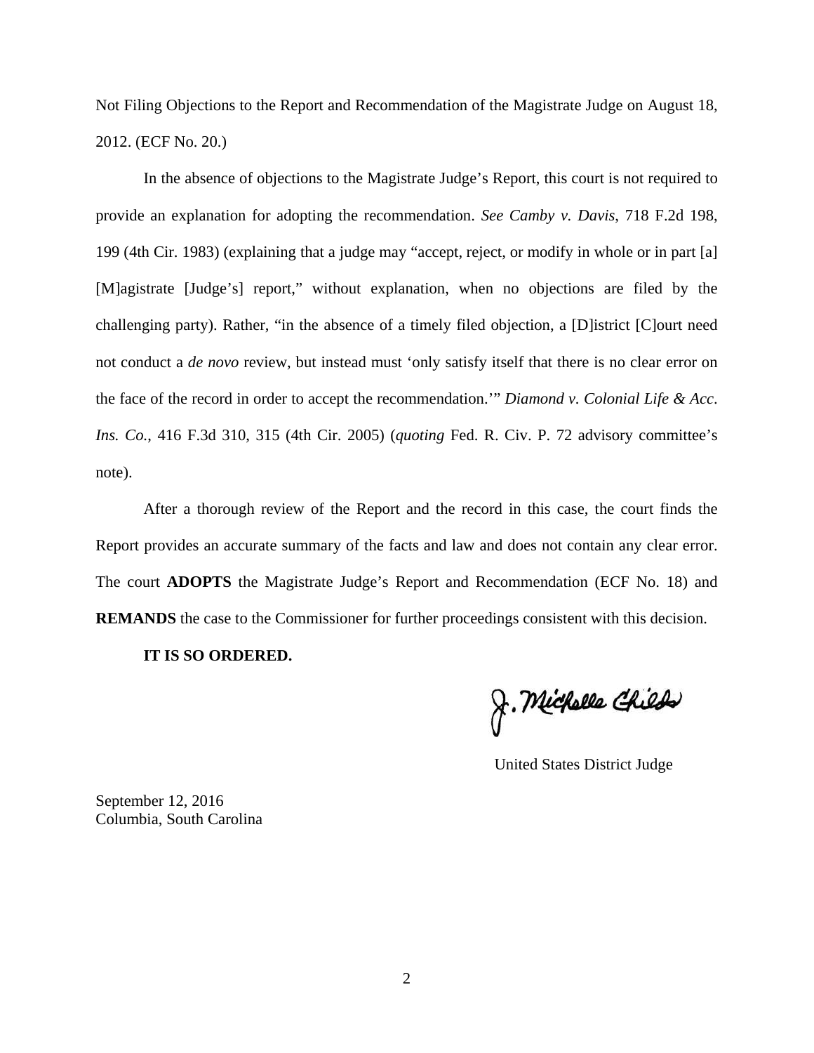Not Filing Objections to the Report and Recommendation of the Magistrate Judge on August 18, 2012. (ECF No. 20.)

In the absence of objections to the Magistrate Judge's Report, this court is not required to provide an explanation for adopting the recommendation. *See Camby v. Davis*, 718 F.2d 198, 199 (4th Cir. 1983) (explaining that a judge may "accept, reject, or modify in whole or in part [a] [M]agistrate [Judge's] report," without explanation, when no objections are filed by the challenging party). Rather, "in the absence of a timely filed objection, a [D]istrict [C]ourt need not conduct a *de novo* review, but instead must 'only satisfy itself that there is no clear error on the face of the record in order to accept the recommendation.'" *Diamond v. Colonial Life & Acc. Ins. Co.*, 416 F.3d 310, 315 (4th Cir. 2005) (*quoting* Fed. R. Civ. P. 72 advisory committee's note).

After a thorough review of the Report and the record in this case, the court finds the Report provides an accurate summary of the facts and law and does not contain any clear error. The court **ADOPTS** the Magistrate Judge's Report and Recommendation (ECF No. 18) and **REMANDS** the case to the Commissioner for further proceedings consistent with this decision.

**IT IS SO ORDERED.**

J. Michelle Childs

United States District Judge

September 12, 2016
Columbia, South Carolina